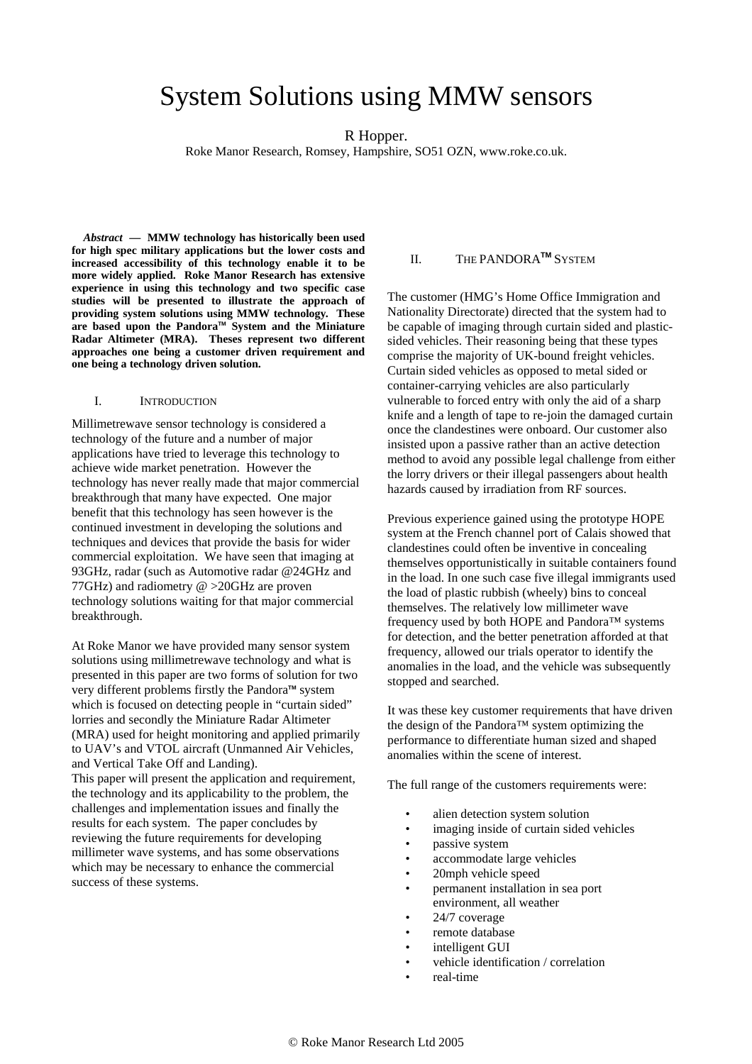# System Solutions using MMW sensors

R Hopper.

Roke Manor Research, Romsey, Hampshire, SO51 OZN, www.roke.co.uk.

***Abstract* — MMW technology has historically been used for high spec military applications but the lower costs and increased accessibility of this technology enable it to be more widely applied. Roke Manor Research has extensive experience in using this technology and two specific case studies will be presented to illustrate the approach of providing system solutions using MMW technology. These are based upon the Pandora™ System and the Miniature Radar Altimeter (MRA). Theses represent two different approaches one being a customer driven requirement and one being a technology driven solution.**

## I. Introduction

Millimetrewave sensor technology is considered a technology of the future and a number of major applications have tried to leverage this technology to achieve wide market penetration. However the technology has never really made that major commercial breakthrough that many have expected. One major benefit that this technology has seen however is the continued investment in developing the solutions and techniques and devices that provide the basis for wider commercial exploitation. We have seen that imaging at 93GHz, radar (such as Automotive radar @24GHz and 77GHz) and radiometry @ >20GHz are proven technology solutions waiting for that major commercial breakthrough.

At Roke Manor we have provided many sensor system solutions using millimetrewave technology and what is presented in this paper are two forms of solution for two very different problems firstly the Pandora™ system which is focused on detecting people in "curtain sided" lorries and secondly the Miniature Radar Altimeter (MRA) used for height monitoring and applied primarily to UAV's and VTOL aircraft (Unmanned Air Vehicles, and Vertical Take Off and Landing).

This paper will present the application and requirement, the technology and its applicability to the problem, the challenges and implementation issues and finally the results for each system. The paper concludes by reviewing the future requirements for developing millimeter wave systems, and has some observations which may be necessary to enhance the commercial success of these systems.

## II. The Pandora™ System

The customer (HMG's Home Office Immigration and Nationality Directorate) directed that the system had to be capable of imaging through curtain sided and plastic-sided vehicles. Their reasoning being that these types comprise the majority of UK-bound freight vehicles. Curtain sided vehicles as opposed to metal sided or container-carrying vehicles are also particularly vulnerable to forced entry with only the aid of a sharp knife and a length of tape to re-join the damaged curtain once the clandestines were onboard. Our customer also insisted upon a passive rather than an active detection method to avoid any possible legal challenge from either the lorry drivers or their illegal passengers about health hazards caused by irradiation from RF sources.

Previous experience gained using the prototype HOPE system at the French channel port of Calais showed that clandestines could often be inventive in concealing themselves opportunistically in suitable containers found in the load. In one such case five illegal immigrants used the load of plastic rubbish (wheely) bins to conceal themselves. The relatively low millimeter wave frequency used by both HOPE and Pandora™ systems for detection, and the better penetration afforded at that frequency, allowed our trials operator to identify the anomalies in the load, and the vehicle was subsequently stopped and searched.

It was these key customer requirements that have driven the design of the Pandora™ system optimizing the performance to differentiate human sized and shaped anomalies within the scene of interest.

The full range of the customers requirements were:

- alien detection system solution
- imaging inside of curtain sided vehicles
- passive system
- accommodate large vehicles
- 20mph vehicle speed
- permanent installation in sea port environment, all weather
- 24/7 coverage
- remote database
- intelligent GUI
- vehicle identification / correlation
- real-time

© Roke Manor Research Ltd 2005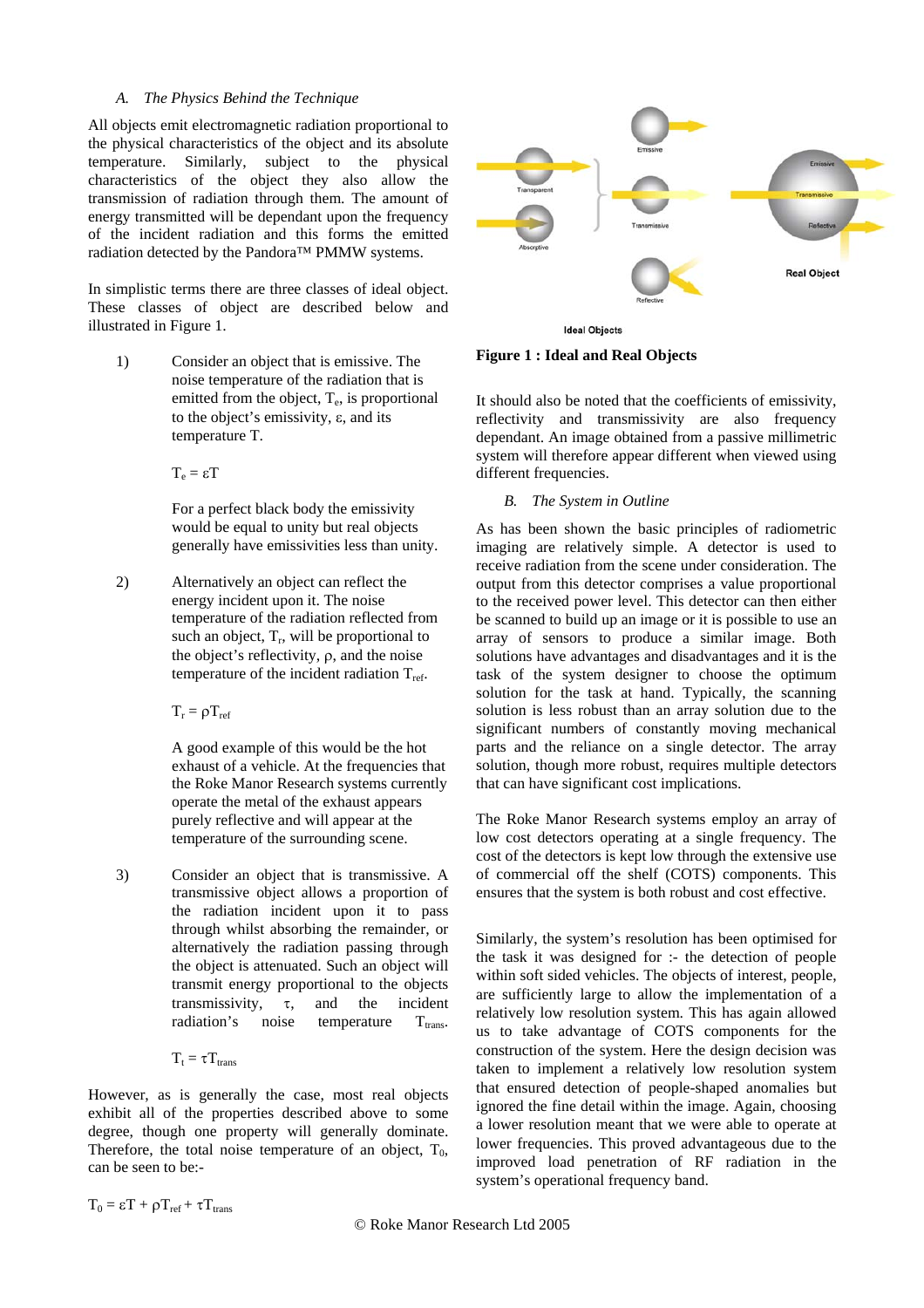### A. *The Physics Behind the Technique*

All objects emit electromagnetic radiation proportional to the physical characteristics of the object and its absolute temperature. Similarly, subject to the physical characteristics of the object they also allow the transmission of radiation through them. The amount of energy transmitted will be dependant upon the frequency of the incident radiation and this forms the emitted radiation detected by the Pandora™ PMMW systems.

In simplistic terms there are three classes of ideal object. These classes of object are described below and illustrated in Figure 1.

1) Consider an object that is emissive. The noise temperature of the radiation that is emitted from the object, $T_e$, is proportional to the object's emissivity, $\varepsilon$, and its temperature T.

   $$T_e = \varepsilon T$$

   For a perfect black body the emissivity would be equal to unity but real objects generally have emissivities less than unity.

2) Alternatively an object can reflect the energy incident upon it. The noise temperature of the radiation reflected from such an object, $T_r$, will be proportional to the object's reflectivity, $\rho$, and the noise temperature of the incident radiation $T_{ref}$.

   $$T_r = \rho T_{ref}$$

   A good example of this would be the hot exhaust of a vehicle. At the frequencies that the Roke Manor Research systems currently operate the metal of the exhaust appears purely reflective and will appear at the temperature of the surrounding scene.

3) Consider an object that is transmissive. A transmissive object allows a proportion of the radiation incident upon it to pass through whilst absorbing the remainder, or alternatively the radiation passing through the object is attenuated. Such an object will transmit energy proportional to the objects transmissivity, $\tau$, and the incident radiation's noise temperature $T_{trans}$.

   $$T_t = \tau T_{trans}$$

However, as is generally the case, most real objects exhibit all of the properties described above to some degree, though one property will generally dominate. Therefore, the total noise temperature of an object, $T_0$, can be seen to be:-

$$T_0 = \varepsilon T + \rho T_{ref} + \tau T_{trans}$$

**Figure 1 : Ideal and Real Objects**

It should also be noted that the coefficients of emissivity, reflectivity and transmissivity are also frequency dependant. An image obtained from a passive millimetric system will therefore appear different when viewed using different frequencies.

### B. *The System in Outline*

As has been shown the basic principles of radiometric imaging are relatively simple. A detector is used to receive radiation from the scene under consideration. The output from this detector comprises a value proportional to the received power level. This detector can then either be scanned to build up an image or it is possible to use an array of sensors to produce a similar image. Both solutions have advantages and disadvantages and it is the task of the system designer to choose the optimum solution for the task at hand. Typically, the scanning solution is less robust than an array solution due to the significant numbers of constantly moving mechanical parts and the reliance on a single detector. The array solution, though more robust, requires multiple detectors that can have significant cost implications.

The Roke Manor Research systems employ an array of low cost detectors operating at a single frequency. The cost of the detectors is kept low through the extensive use of commercial off the shelf (COTS) components. This ensures that the system is both robust and cost effective.

Similarly, the system's resolution has been optimised for the task it was designed for :- the detection of people within soft sided vehicles. The objects of interest, people, are sufficiently large to allow the implementation of a relatively low resolution system. This has again allowed us to take advantage of COTS components for the construction of the system. Here the design decision was taken to implement a relatively low resolution system that ensured detection of people-shaped anomalies but ignored the fine detail within the image. Again, choosing a lower resolution meant that we were able to operate at lower frequencies. This proved advantageous due to the improved load penetration of RF radiation in the system's operational frequency band.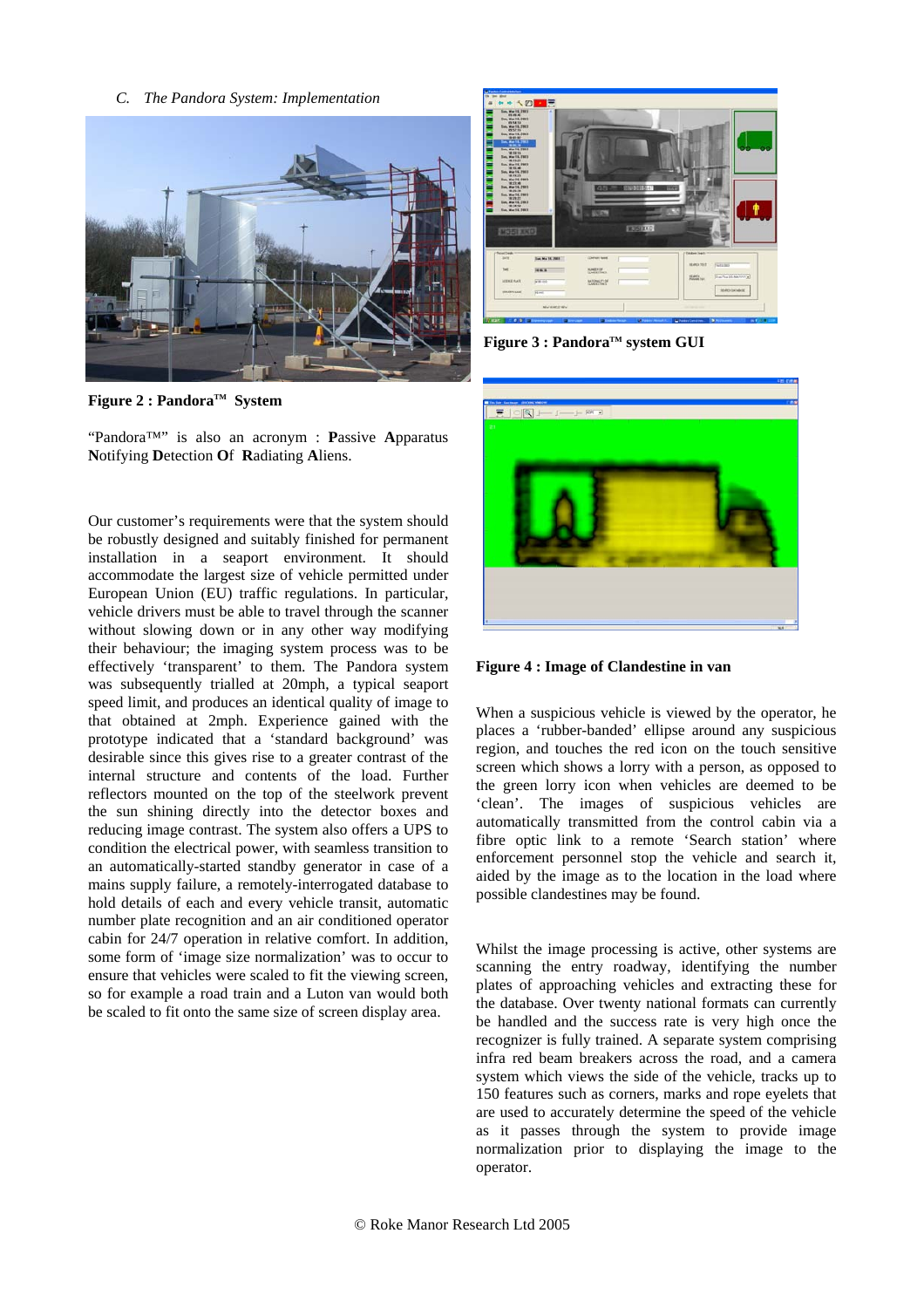*C. The Pandora System: Implementation*

**Figure 2 : Pandora™ System**

"Pandora™" is also an acronym : **P**assive **A**pparatus **N**otifying **D**etection **O**f **R**adiating **A**liens.

Our customer's requirements were that the system should be robustly designed and suitably finished for permanent installation in a seaport environment. It should accommodate the largest size of vehicle permitted under European Union (EU) traffic regulations. In particular, vehicle drivers must be able to travel through the scanner without slowing down or in any other way modifying their behaviour; the imaging system process was to be effectively 'transparent' to them. The Pandora system was subsequently trialled at 20mph, a typical seaport speed limit, and produces an identical quality of image to that obtained at 2mph. Experience gained with the prototype indicated that a 'standard background' was desirable since this gives rise to a greater contrast of the internal structure and contents of the load. Further reflectors mounted on the top of the steelwork prevent the sun shining directly into the detector boxes and reducing image contrast. The system also offers a UPS to condition the electrical power, with seamless transition to an automatically-started standby generator in case of a mains supply failure, a remotely-interrogated database to hold details of each and every vehicle transit, automatic number plate recognition and an air conditioned operator cabin for 24/7 operation in relative comfort. In addition, some form of 'image size normalization' was to occur to ensure that vehicles were scaled to fit the viewing screen, so for example a road train and a Luton van would both be scaled to fit onto the same size of screen display area.

**Figure 3 : Pandora™ system GUI**

**Figure 4 : Image of Clandestine in van**

When a suspicious vehicle is viewed by the operator, he places a 'rubber-banded' ellipse around any suspicious region, and touches the red icon on the touch sensitive screen which shows a lorry with a person, as opposed to the green lorry icon when vehicles are deemed to be 'clean'. The images of suspicious vehicles are automatically transmitted from the control cabin via a fibre optic link to a remote 'Search station' where enforcement personnel stop the vehicle and search it, aided by the image as to the location in the load where possible clandestines may be found.

Whilst the image processing is active, other systems are scanning the entry roadway, identifying the number plates of approaching vehicles and extracting these for the database. Over twenty national formats can currently be handled and the success rate is very high once the recognizer is fully trained. A separate system comprising infra red beam breakers across the road, and a camera system which views the side of the vehicle, tracks up to 150 features such as corners, marks and rope eyelets that are used to accurately determine the speed of the vehicle as it passes through the system to provide image normalization prior to displaying the image to the operator.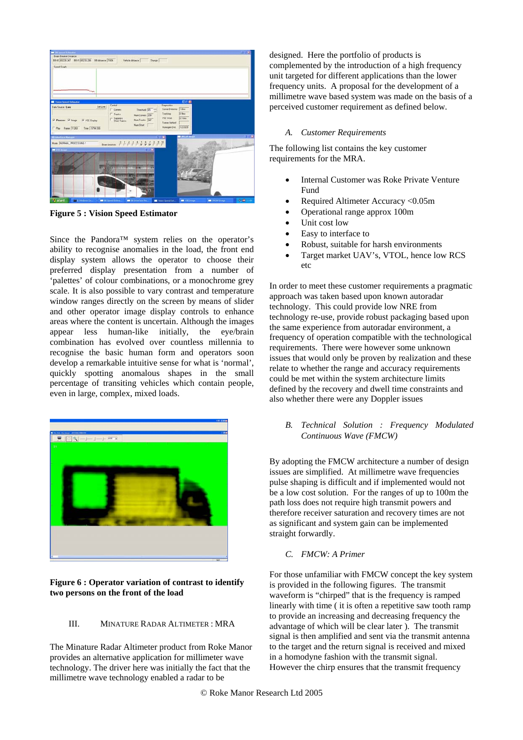**Figure 5 : Vision Speed Estimator**

Since the Pandora™ system relies on the operator's ability to recognise anomalies in the load, the front end display system allows the operator to choose their preferred display presentation from a number of 'palettes' of colour combinations, or a monochrome grey scale. It is also possible to vary contrast and temperature window ranges directly on the screen by means of slider and other operator image display controls to enhance areas where the content is uncertain. Although the images appear less human-like initially, the eye/brain combination has evolved over countless millennia to recognise the basic human form and operators soon develop a remarkable intuitive sense for what is 'normal', quickly spotting anomalous shapes in the small percentage of transiting vehicles which contain people, even in large, complex, mixed loads.

**Figure 6 : Operator variation of contrast to identify two persons on the front of the load**

## III. Minature Radar Altimeter : MRA

The Minature Radar Altimeter product from Roke Manor provides an alternative application for millimeter wave technology. The driver here was initially the fact that the millimetre wave technology enabled a radar to be designed. Here the portfolio of products is complemented by the introduction of a high frequency unit targeted for different applications than the lower frequency units. A proposal for the development of a millimetre wave based system was made on the basis of a perceived customer requirement as defined below.

### *A. Customer Requirements*

The following list contains the key customer requirements for the MRA.

- Internal Customer was Roke Private Venture Fund
- Required Altimeter Accuracy <0.05m
- Operational range approx 100m
- Unit cost low
- Easy to interface to
- Robust, suitable for harsh environments
- Target market UAV's, VTOL, hence low RCS etc

In order to meet these customer requirements a pragmatic approach was taken based upon known autoradar technology. This could provide low NRE from technology re-use, provide robust packaging based upon the same experience from autoradar environment, a frequency of operation compatible with the technological requirements. There were however some unknown issues that would only be proven by realization and these relate to whether the range and accuracy requirements could be met within the system architecture limits defined by the recovery and dwell time constraints and also whether there were any Doppler issues

### *B. Technical Solution : Frequency Modulated Continuous Wave (FMCW)*

By adopting the FMCW architecture a number of design issues are simplified. At millimetre wave frequencies pulse shaping is difficult and if implemented would not be a low cost solution. For the ranges of up to 100m the path loss does not require high transmit powers and therefore receiver saturation and recovery times are not as significant and system gain can be implemented straight forwardly.

### *C. FMCW: A Primer*

For those unfamiliar with FMCW concept the key system is provided in the following figures. The transmit waveform is "chirped" that is the frequency is ramped linearly with time ( it is often a repetitive saw tooth ramp to provide an increasing and decreasing frequency the advantage of which will be clear later ). The transmit signal is then amplified and sent via the transmit antenna to the target and the return signal is received and mixed in a homodyne fashion with the transmit signal. However the chirp ensures that the transmit frequency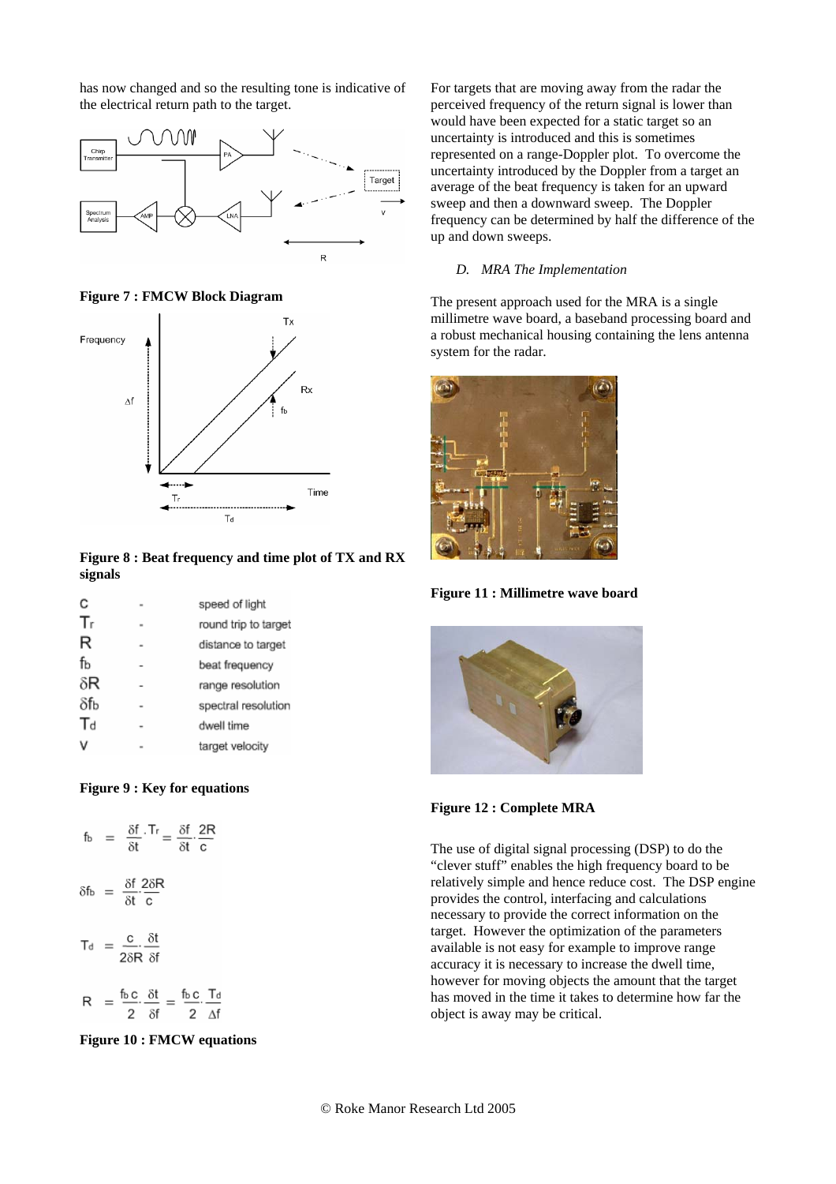has now changed and so the resulting tone is indicative of the electrical return path to the target.

**Figure 7 : FMCW Block Diagram**

**Figure 8 : Beat frequency and time plot of TX and RX signals**

| | | |
|---|---|---|
| c | - | speed of light |
| $T_r$ | - | round trip to target |
| R | - | distance to target |
| $f_b$ | - | beat frequency |
| $\delta R$ | - | range resolution |
| $\delta f_b$ | - | spectral resolution |
| $T_d$ | - | dwell time |
| v | - | target velocity |

**Figure 9 : Key for equations**

$$f_b = \frac{\delta f}{\delta t} . T_r = \frac{\delta f}{\delta t} \cdot \frac{2R}{c}$$

$$\delta f_b = \frac{\delta f}{\delta t} \cdot \frac{2\delta R}{c}$$

$$T_d = \frac{c}{2\delta R} \cdot \frac{\delta t}{\delta f}$$

$$R = \frac{f_b c}{2} \cdot \frac{\delta t}{\delta f} = \frac{f_b c}{2} \cdot \frac{T_d}{\Delta f}$$

**Figure 10 : FMCW equations**

For targets that are moving away from the radar the perceived frequency of the return signal is lower than would have been expected for a static target so an uncertainty is introduced and this is sometimes represented on a range-Doppler plot. To overcome the uncertainty introduced by the Doppler from a target an average of the beat frequency is taken for an upward sweep and then a downward sweep. The Doppler frequency can be determined by half the difference of the up and down sweeps.

### *D. MRA The Implementation*

The present approach used for the MRA is a single millimetre wave board, a baseband processing board and a robust mechanical housing containing the lens antenna system for the radar.

**Figure 11 : Millimetre wave board**

**Figure 12 : Complete MRA**

The use of digital signal processing (DSP) to do the "clever stuff" enables the high frequency board to be relatively simple and hence reduce cost. The DSP engine provides the control, interfacing and calculations necessary to provide the correct information on the target. However the optimization of the parameters available is not easy for example to improve range accuracy it is necessary to increase the dwell time, however for moving objects the amount that the target has moved in the time it takes to determine how far the object is away may be critical.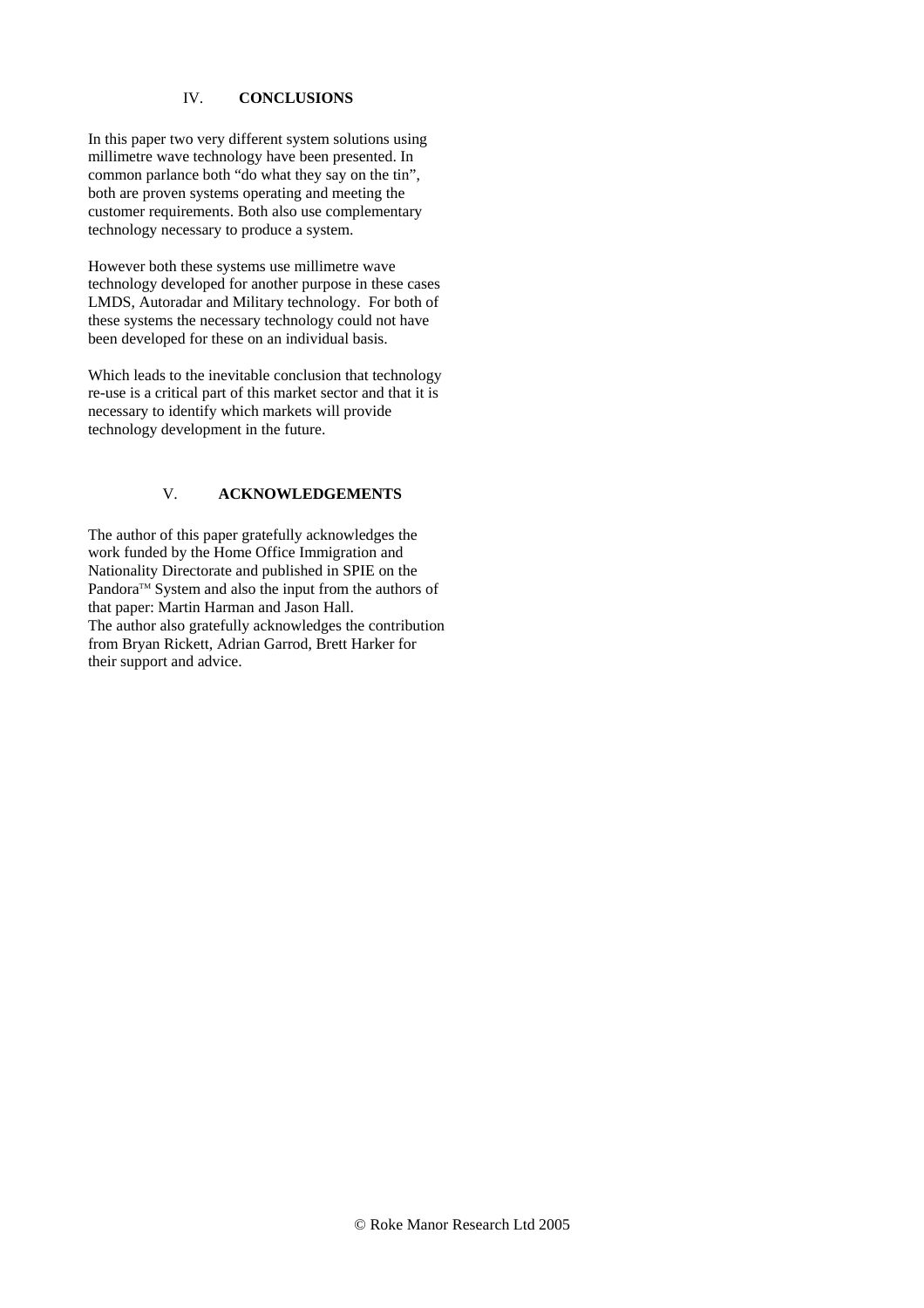## IV. CONCLUSIONS

In this paper two very different system solutions using millimetre wave technology have been presented. In common parlance both "do what they say on the tin", both are proven systems operating and meeting the customer requirements. Both also use complementary technology necessary to produce a system.

However both these systems use millimetre wave technology developed for another purpose in these cases LMDS, Autoradar and Military technology. For both of these systems the necessary technology could not have been developed for these on an individual basis.

Which leads to the inevitable conclusion that technology re-use is a critical part of this market sector and that it is necessary to identify which markets will provide technology development in the future.

## V. ACKNOWLEDGEMENTS

The author of this paper gratefully acknowledges the work funded by the Home Office Immigration and Nationality Directorate and published in SPIE on the Pandora™ System and also the input from the authors of that paper: Martin Harman and Jason Hall.
The author also gratefully acknowledges the contribution from Bryan Rickett, Adrian Garrod, Brett Harker for their support and advice.

© Roke Manor Research Ltd 2005